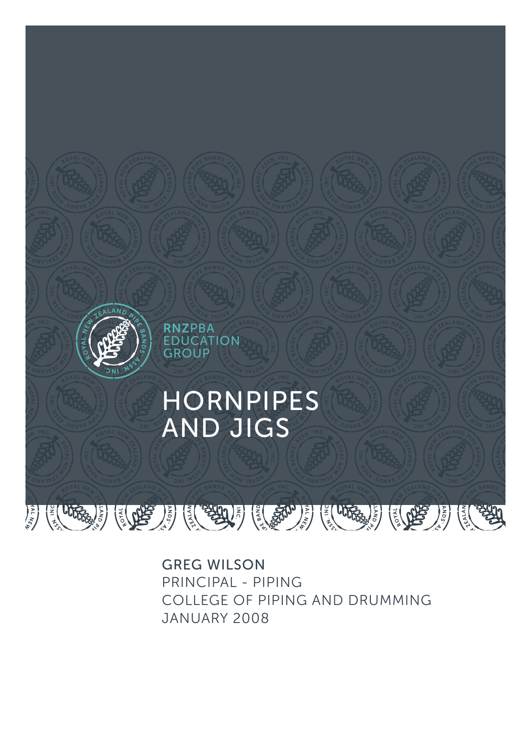RNZPBA EDUCATION GROUP

# HORNPIPES AND JIGS

GREG WILSON
PRINCIPAL - PIPING
COLLEGE OF PIPING AND DRUMMING
JANUARY 2008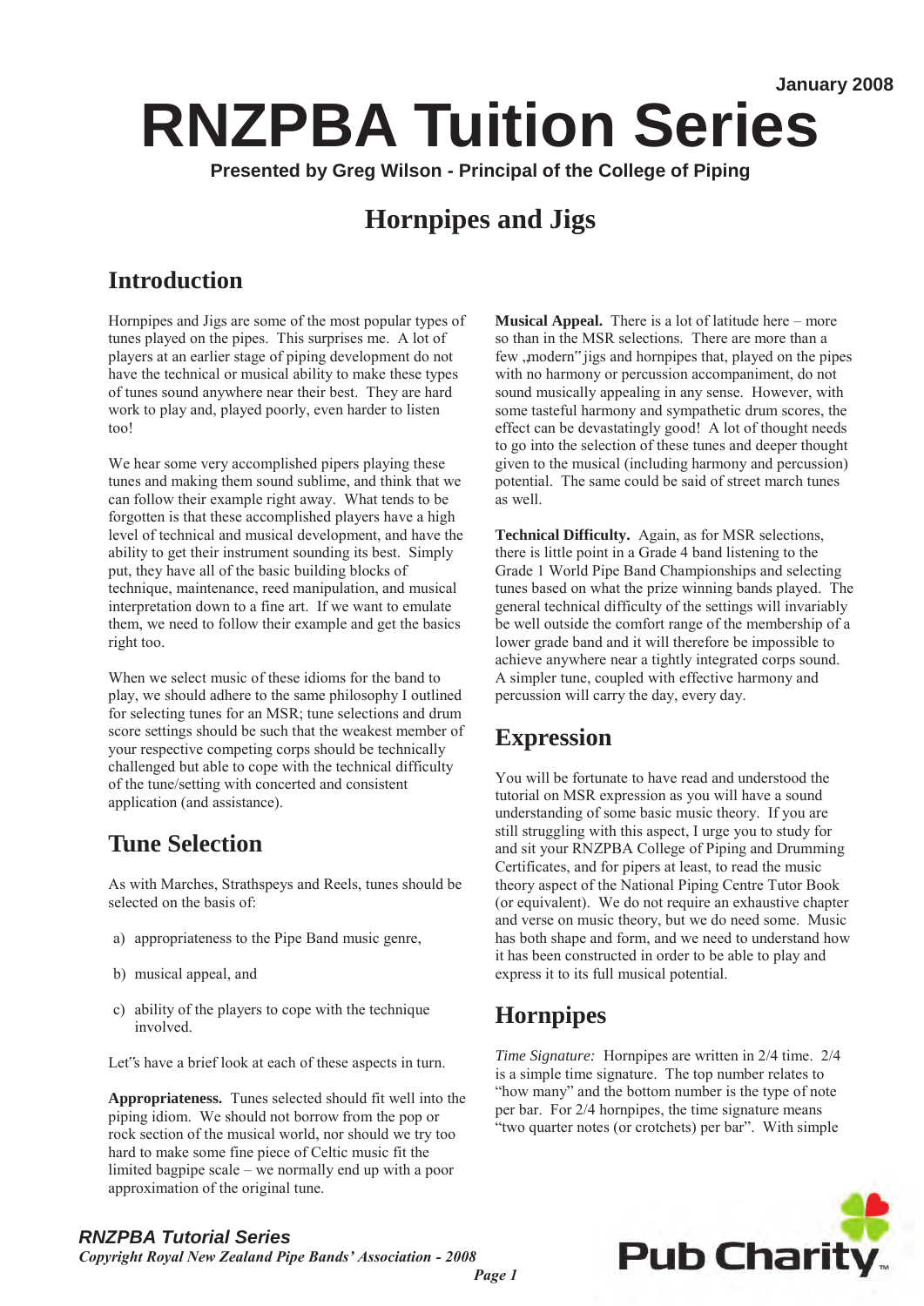January 2008

# RNZPBA Tuition Series

**Presented by Greg Wilson - Principal of the College of Piping**

## Hornpipes and Jigs

## Introduction

Hornpipes and Jigs are some of the most popular types of tunes played on the pipes. This surprises me. A lot of players at an earlier stage of piping development do not have the technical or musical ability to make these types of tunes sound anywhere near their best. They are hard work to play and, played poorly, even harder to listen too!

We hear some very accomplished pipers playing these tunes and making them sound sublime, and think that we can follow their example right away. What tends to be forgotten is that these accomplished players have a high level of technical and musical development, and have the ability to get their instrument sounding its best. Simply put, they have all of the basic building blocks of technique, maintenance, reed manipulation, and musical interpretation down to a fine art. If we want to emulate them, we need to follow their example and get the basics right too.

When we select music of these idioms for the band to play, we should adhere to the same philosophy I outlined for selecting tunes for an MSR; tune selections and drum score settings should be such that the weakest member of your respective competing corps should be technically challenged but able to cope with the technical difficulty of the tune/setting with concerted and consistent application (and assistance).

## Tune Selection

As with Marches, Strathspeys and Reels, tunes should be selected on the basis of:

a) appropriateness to the Pipe Band music genre,

b) musical appeal, and

c) ability of the players to cope with the technique involved.

Let"s have a brief look at each of these aspects in turn.

**Appropriateness.** Tunes selected should fit well into the piping idiom. We should not borrow from the pop or rock section of the musical world, nor should we try too hard to make some fine piece of Celtic music fit the limited bagpipe scale – we normally end up with a poor approximation of the original tune.

**Musical Appeal.** There is a lot of latitude here – more so than in the MSR selections. There are more than a few „modern" jigs and hornpipes that, played on the pipes with no harmony or percussion accompaniment, do not sound musically appealing in any sense. However, with some tasteful harmony and sympathetic drum scores, the effect can be devastatingly good! A lot of thought needs to go into the selection of these tunes and deeper thought given to the musical (including harmony and percussion) potential. The same could be said of street march tunes as well.

**Technical Difficulty.** Again, as for MSR selections, there is little point in a Grade 4 band listening to the Grade 1 World Pipe Band Championships and selecting tunes based on what the prize winning bands played. The general technical difficulty of the settings will invariably be well outside the comfort range of the membership of a lower grade band and it will therefore be impossible to achieve anywhere near a tightly integrated corps sound. A simpler tune, coupled with effective harmony and percussion will carry the day, every day.

## Expression

You will be fortunate to have read and understood the tutorial on MSR expression as you will have a sound understanding of some basic music theory. If you are still struggling with this aspect, I urge you to study for and sit your RNZPBA College of Piping and Drumming Certificates, and for pipers at least, to read the music theory aspect of the National Piping Centre Tutor Book (or equivalent). We do not require an exhaustive chapter and verse on music theory, but we do need some. Music has both shape and form, and we need to understand how it has been constructed in order to be able to play and express it to its full musical potential.

## Hornpipes

*Time Signature:* Hornpipes are written in 2/4 time. 2/4 is a simple time signature. The top number relates to "how many" and the bottom number is the type of note per bar. For 2/4 hornpipes, the time signature means "two quarter notes (or crotchets) per bar". With simple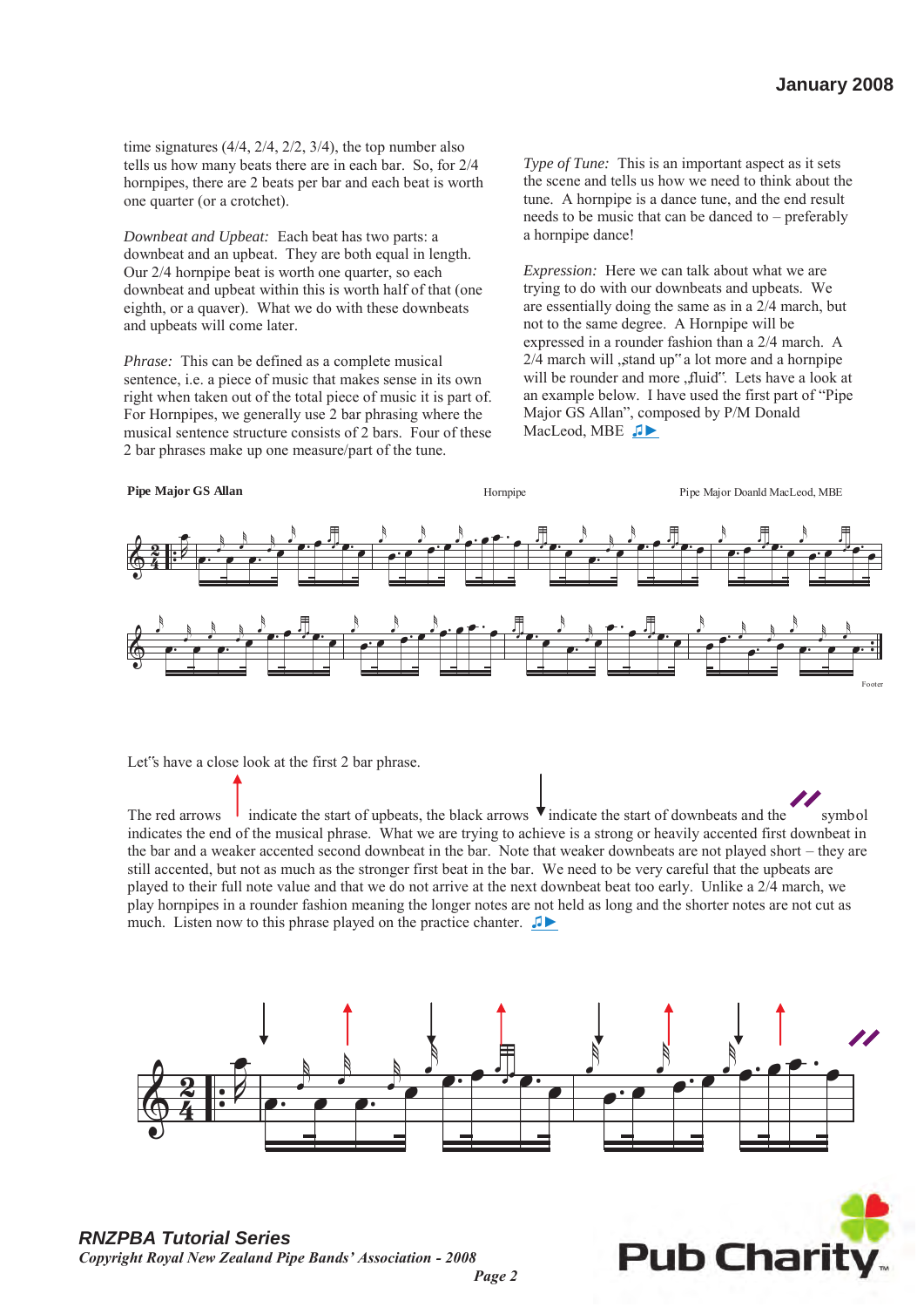time signatures (4/4, 2/4, 2/2, 3/4), the top number also tells us how many beats there are in each bar. So, for 2/4 hornpipes, there are 2 beats per bar and each beat is worth one quarter (or a crotchet).

*Downbeat and Upbeat:* Each beat has two parts: a downbeat and an upbeat. They are both equal in length. Our 2/4 hornpipe beat is worth one quarter, so each downbeat and upbeat within this is worth half of that (one eighth, or a quaver). What we do with these downbeats and upbeats will come later.

*Phrase:* This can be defined as a complete musical sentence, i.e. a piece of music that makes sense in its own right when taken out of the total piece of music it is part of. For Hornpipes, we generally use 2 bar phrasing where the musical sentence structure consists of 2 bars. Four of these 2 bar phrases make up one measure/part of the tune.

*Type of Tune:* This is an important aspect as it sets the scene and tells us how we need to think about the tune. A hornpipe is a dance tune, and the end result needs to be music that can be danced to – preferably a hornpipe dance!

*Expression:* Here we can talk about what we are trying to do with our downbeats and upbeats. We are essentially doing the same as in a 2/4 march, but not to the same degree. A Hornpipe will be expressed in a rounder fashion than a 2/4 march. A 2/4 march will „stand up" a lot more and a hornpipe will be rounder and more „fluid". Lets have a look at an example below. I have used the first part of "Pipe Major GS Allan", composed by P/M Donald MacLeod, MBE

**Pipe Major GS Allan** — Hornpipe — Pipe Major Doanld MacLeod, MBE

Let"s have a close look at the first 2 bar phrase.

The red arrows indicate the start of upbeats, the black arrows indicate the start of downbeats and the symbol indicates the end of the musical phrase. What we are trying to achieve is a strong or heavily accented first downbeat in the bar and a weaker accented second downbeat in the bar. Note that weaker downbeats are not played short – they are still accented, but not as much as the stronger first beat in the bar. We need to be very careful that the upbeats are played to their full note value and that we do not arrive at the next downbeat beat too early. Unlike a 2/4 march, we play hornpipes in a rounder fashion meaning the longer notes are not held as long and the shorter notes are not cut as much. Listen now to this phrase played on the practice chanter.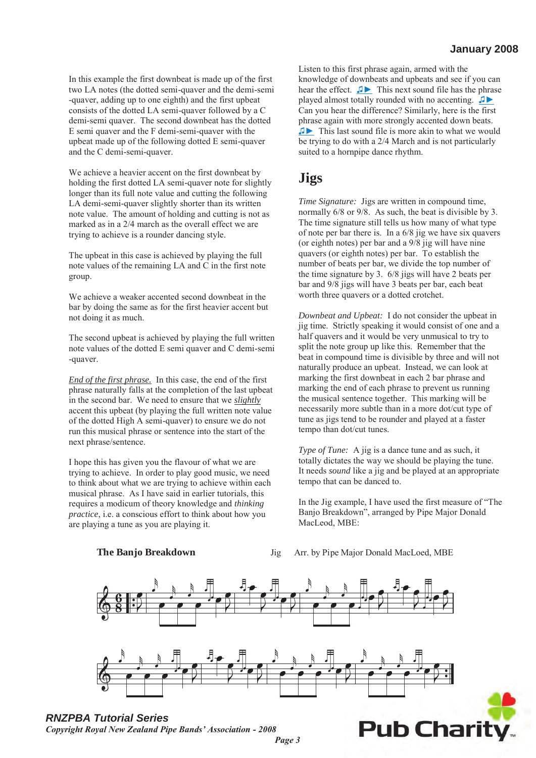In this example the first downbeat is made up of the first two LA notes (the dotted semi-quaver and the demi-semi -quaver, adding up to one eighth) and the first upbeat consists of the dotted LA semi-quaver followed by a C demi-semi quaver. The second downbeat has the dotted E semi quaver and the F demi-semi-quaver with the upbeat made up of the following dotted E semi-quaver and the C demi-semi-quaver.

We achieve a heavier accent on the first downbeat by holding the first dotted LA semi-quaver note for slightly longer than its full note value and cutting the following LA demi-semi-quaver slightly shorter than its written note value. The amount of holding and cutting is not as marked as in a 2/4 march as the overall effect we are trying to achieve is a rounder dancing style.

The upbeat in this case is achieved by playing the full note values of the remaining LA and C in the first note group.

We achieve a weaker accented second downbeat in the bar by doing the same as for the first heavier accent but not doing it as much.

The second upbeat is achieved by playing the full written note values of the dotted E semi quaver and C demi-semi -quaver.

*End of the first phrase.* In this case, the end of the first phrase naturally falls at the completion of the last upbeat in the second bar. We need to ensure that we *slightly* accent this upbeat (by playing the full written note value of the dotted High A semi-quaver) to ensure we do not run this musical phrase or sentence into the start of the next phrase/sentence.

I hope this has given you the flavour of what we are trying to achieve. In order to play good music, we need to think about what we are trying to achieve within each musical phrase. As I have said in earlier tutorials, this requires a modicum of theory knowledge and *thinking practice*, i.e. a conscious effort to think about how you are playing a tune as you are playing it.

Listen to this first phrase again, armed with the knowledge of downbeats and upbeats and see if you can hear the effect. ♫▶ This next sound file has the phrase played almost totally rounded with no accenting. ♫▶ Can you hear the difference? Similarly, here is the first phrase again with more strongly accented down beats. ♫▶ This last sound file is more akin to what we would be trying to do with a 2/4 March and is not particularly suited to a hornpipe dance rhythm.

# Jigs

*Time Signature:* Jigs are written in compound time, normally 6/8 or 9/8. As such, the beat is divisible by 3. The time signature still tells us how many of what type of note per bar there is. In a 6/8 jig we have six quavers (or eighth notes) per bar and a 9/8 jig will have nine quavers (or eighth notes) per bar. To establish the number of beats per bar, we divide the top number of the time signature by 3. 6/8 jigs will have 2 beats per bar and 9/8 jigs will have 3 beats per bar, each beat worth three quavers or a dotted crotchet.

*Downbeat and Upbeat:* I do not consider the upbeat in jig time. Strictly speaking it would consist of one and a half quavers and it would be very unmusical to try to split the note group up like this. Remember that the beat in compound time is divisible by three and will not naturally produce an upbeat. Instead, we can look at marking the first downbeat in each 2 bar phrase and marking the end of each phrase to prevent us running the musical sentence together. This marking will be necessarily more subtle than in a more dot/cut type of tune as jigs tend to be rounder and played at a faster tempo than dot/cut tunes.

*Type of Tune:* A jig is a dance tune and as such, it totally dictates the way we should be playing the tune. It needs *sound* like a jig and be played at an appropriate tempo that can be danced to.

In the Jig example, I have used the first measure of "The Banjo Breakdown", arranged by Pipe Major Donald MacLeod, MBE:

**The Banjo Breakdown** Jig Arr. by Pipe Major Donald MacLoed, MBE

***RNZPBA Tutorial Series***
***Copyright Royal New Zealand Pipe Bands' Association - 2008***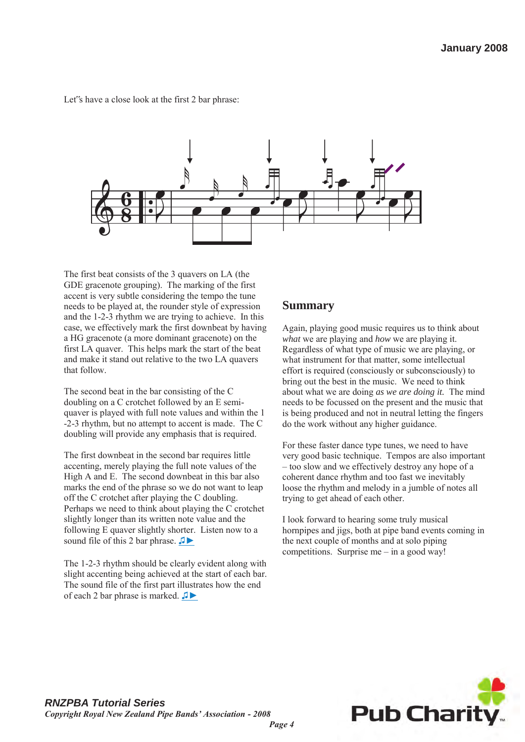Let"s have a close look at the first 2 bar phrase:

The first beat consists of the 3 quavers on LA (the GDE gracenote grouping). The marking of the first accent is very subtle considering the tempo the tune needs to be played at, the rounder style of expression and the 1-2-3 rhythm we are trying to achieve. In this case, we effectively mark the first downbeat by having a HG gracenote (a more dominant gracenote) on the first LA quaver. This helps mark the start of the beat and make it stand out relative to the two LA quavers that follow.

The second beat in the bar consisting of the C doubling on a C crotchet followed by an E semi-quaver is played with full note values and within the 1-2-3 rhythm, but no attempt to accent is made. The C doubling will provide any emphasis that is required.

The first downbeat in the second bar requires little accenting, merely playing the full note values of the High A and E. The second downbeat in this bar also marks the end of the phrase so we do not want to leap off the C crotchet after playing the C doubling. Perhaps we need to think about playing the C crotchet slightly longer than its written note value and the following E quaver slightly shorter. Listen now to a sound file of this 2 bar phrase. ♫►

The 1-2-3 rhythm should be clearly evident along with slight accenting being achieved at the start of each bar. The sound file of the first part illustrates how the end of each 2 bar phrase is marked. ♫►

## Summary

Again, playing good music requires us to think about *what* we are playing and *how* we are playing it. Regardless of what type of music we are playing, or what instrument for that matter, some intellectual effort is required (consciously or subconsciously) to bring out the best in the music. We need to think about what we are doing *as we are doing it.* The mind needs to be focussed on the present and the music that is being produced and not in neutral letting the fingers do the work without any higher guidance.

For these faster dance type tunes, we need to have very good basic technique. Tempos are also important – too slow and we effectively destroy any hope of a coherent dance rhythm and too fast we inevitably loose the rhythm and melody in a jumble of notes all trying to get ahead of each other.

I look forward to hearing some truly musical hornpipes and jigs, both at pipe band events coming in the next couple of months and at solo piping competitions. Surprise me – in a good way!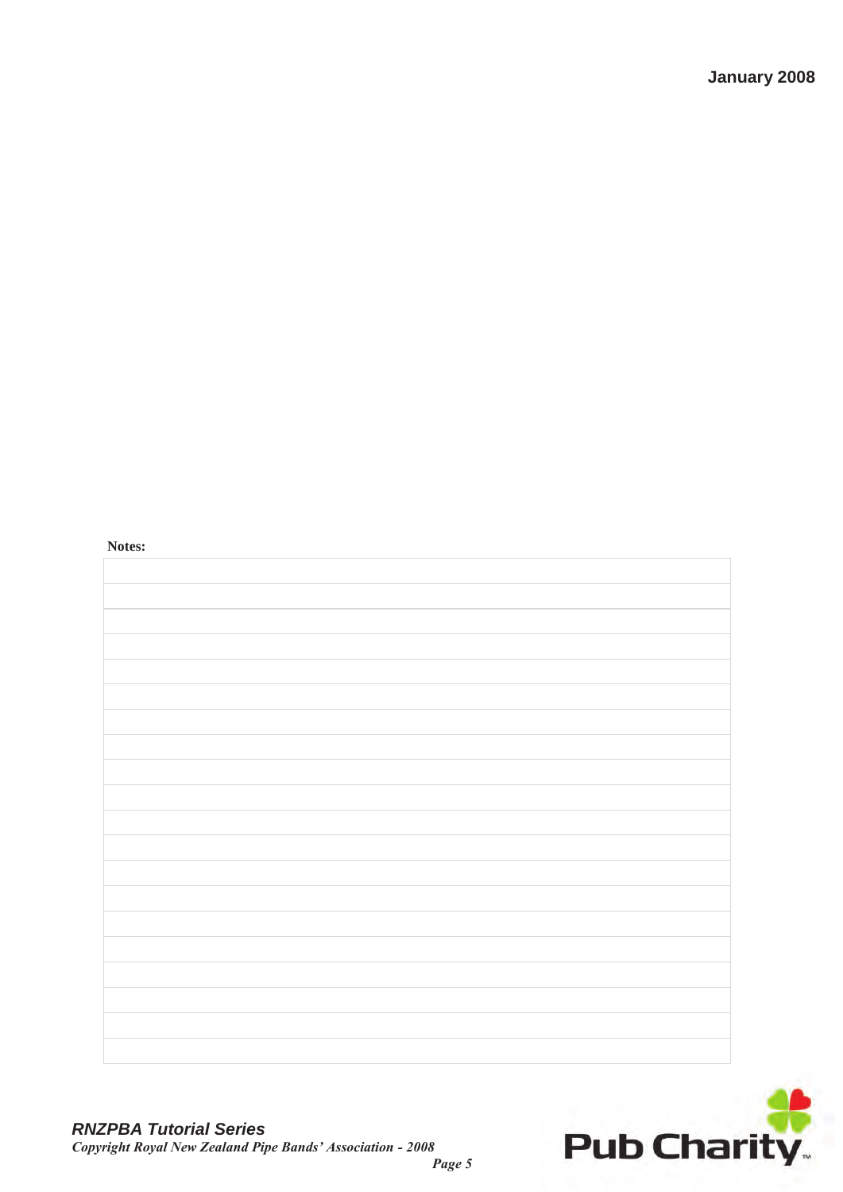**Notes:**